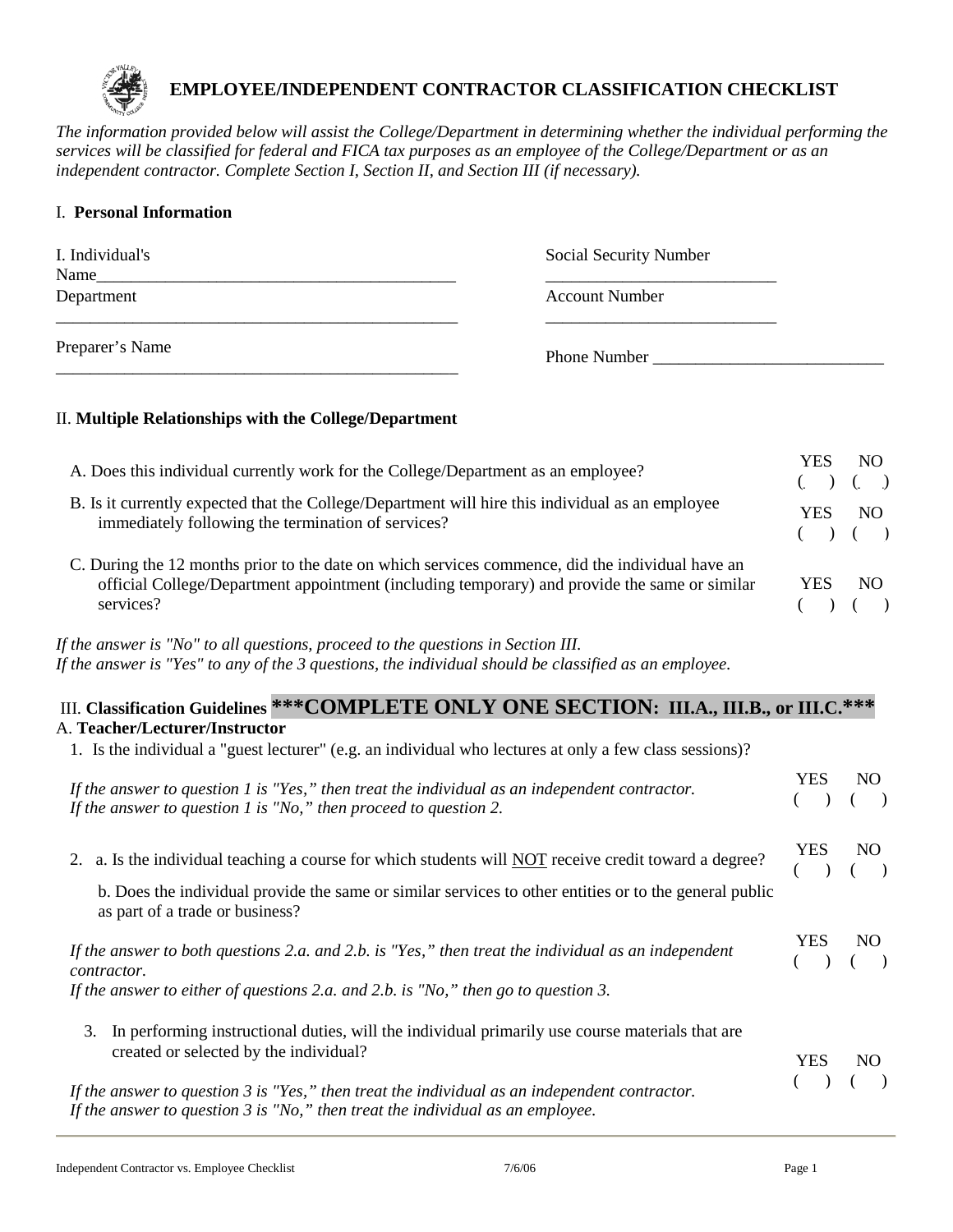# EMPLOYEE/INDEPENDENT CONTRACTOR CLASSIFICATION CHECKLIST

*The information provided below will assist the College/Department in determining whether the individual performing the services will be classified for federal and FICA tax purposes as an employee of the College/Department or as an independent contractor. Complete Section I, Section II, and Section III (if necessary).*

## I. Personal Information

I. Individual's Name____________________________________________ Social Security Number ____________________________

Department ________________________________________________ Account Number ____________________________

Preparer's Name ________________________________________________ Phone Number ____________________________

## II. Multiple Relationships with the College/Department

A. Does this individual currently work for the College/Department as an employee? YES ( ) NO ( )

B. Is it currently expected that the College/Department will hire this individual as an employee immediately following the termination of services? YES ( ) NO ( )

C. During the 12 months prior to the date on which services commence, did the individual have an official College/Department appointment (including temporary) and provide the same or similar services? YES ( ) NO ( )

*If the answer is "No" to all questions, proceed to the questions in Section III.*
*If the answer is "Yes" to any of the 3 questions, the individual should be classified as an employee.*

## III. Classification Guidelines ***COMPLETE ONLY ONE SECTION: III.A., III.B., or III.C.***

### A. Teacher/Lecturer/Instructor

1. Is the individual a "guest lecturer" (e.g. an individual who lectures at only a few class sessions)? YES ( ) NO ( )

*If the answer to question 1 is "Yes," then treat the individual as an independent contractor.*
*If the answer to question 1 is "No," then proceed to question 2.*

2. a. Is the individual teaching a course for which students will NOT receive credit toward a degree? YES ( ) NO ( )

   b. Does the individual provide the same or similar services to other entities or to the general public as part of a trade or business? YES ( ) NO ( )

*If the answer to both questions 2.a. and 2.b. is "Yes," then treat the individual as an independent contractor.*
*If the answer to either of questions 2.a. and 2.b. is "No," then go to question 3.*

3. In performing instructional duties, will the individual primarily use course materials that are created or selected by the individual? YES ( ) NO ( )

*If the answer to question 3 is "Yes," then treat the individual as an independent contractor.*
*If the answer to question 3 is "No," then treat the individual as an employee.*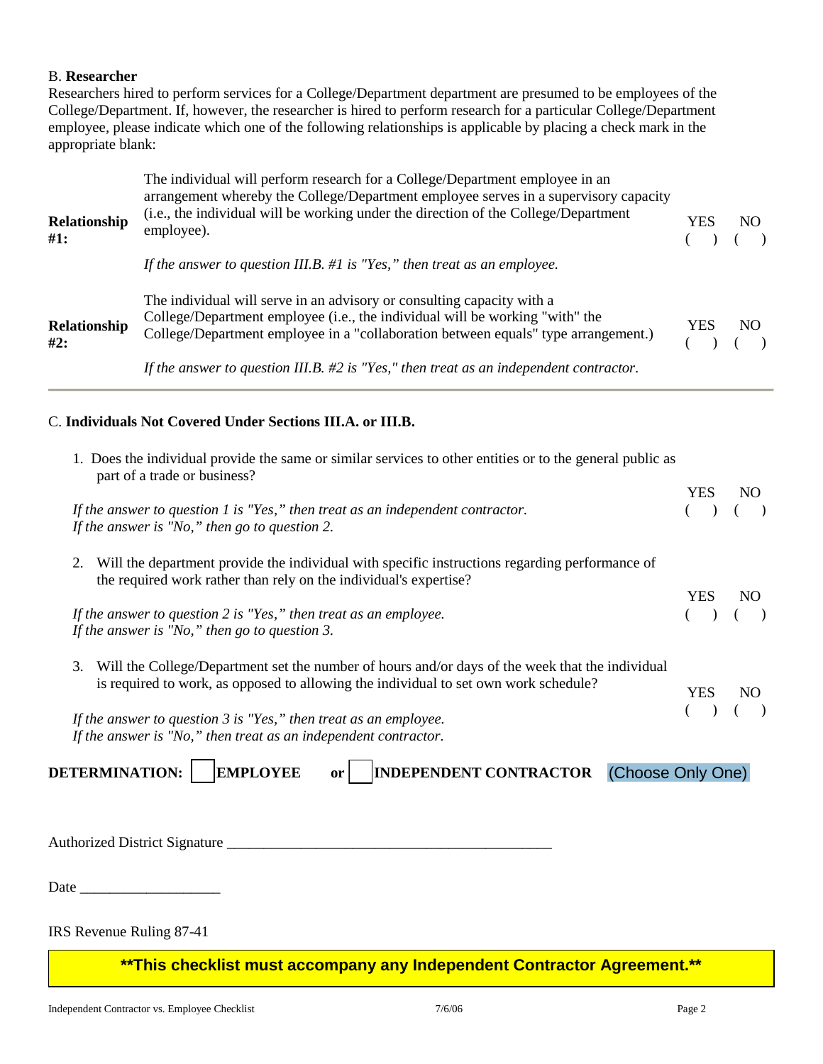B. **Researcher**

Researchers hired to perform services for a College/Department department are presumed to be employees of the College/Department. If, however, the researcher is hired to perform research for a particular College/Department employee, please indicate which one of the following relationships is applicable by placing a check mark in the appropriate blank:

| | | YES | NO |
|---|---|---|---|
| **Relationship #1:** | The individual will perform research for a College/Department employee in an arrangement whereby the College/Department employee serves in a supervisory capacity (i.e., the individual will be working under the direction of the College/Department employee).<br><br>*If the answer to question III.B. #1 is "Yes," then treat as an employee.* | ( ) | ( ) |
| **Relationship #2:** | The individual will serve in an advisory or consulting capacity with a College/Department employee (i.e., the individual will be working "with" the College/Department employee in a "collaboration between equals" type arrangement.)<br><br>*If the answer to question III.B. #2 is "Yes," then treat as an independent contractor.* | ( ) | ( ) |

C. **Individuals Not Covered Under Sections III.A. or III.B.**

1. Does the individual provide the same or similar services to other entities or to the general public as part of a trade or business?

   *If the answer to question 1 is "Yes," then treat as an independent contractor.*
   *If the answer is "No," then go to question 2.*

   YES ( ) NO ( )

2. Will the department provide the individual with specific instructions regarding performance of the required work rather than rely on the individual's expertise?

   *If the answer to question 2 is "Yes," then treat as an employee.*
   *If the answer is "No," then go to question 3.*

   YES ( ) NO ( )

3. Will the College/Department set the number of hours and/or days of the week that the individual is required to work, as opposed to allowing the individual to set own work schedule?

   *If the answer to question 3 is "Yes," then treat as an employee.*
   *If the answer is "No," then treat as an independent contractor.*

   YES ( ) NO ( )

**DETERMINATION:** ☐ **EMPLOYEE** **or** ☐ **INDEPENDENT CONTRACTOR** (Choose Only One)

Authorized District Signature \_\_\_\_\_\_\_\_\_\_\_\_\_\_\_\_\_\_\_\_\_\_\_\_\_\_\_\_\_\_\_\_\_\_\_\_\_\_\_\_\_\_\_\_\_\_

Date \_\_\_\_\_\_\_\_\_\_\_\_\_\_\_\_\_\_\_\_

IRS Revenue Ruling 87-41

**\*\*This checklist must accompany any Independent Contractor Agreement.\*\***